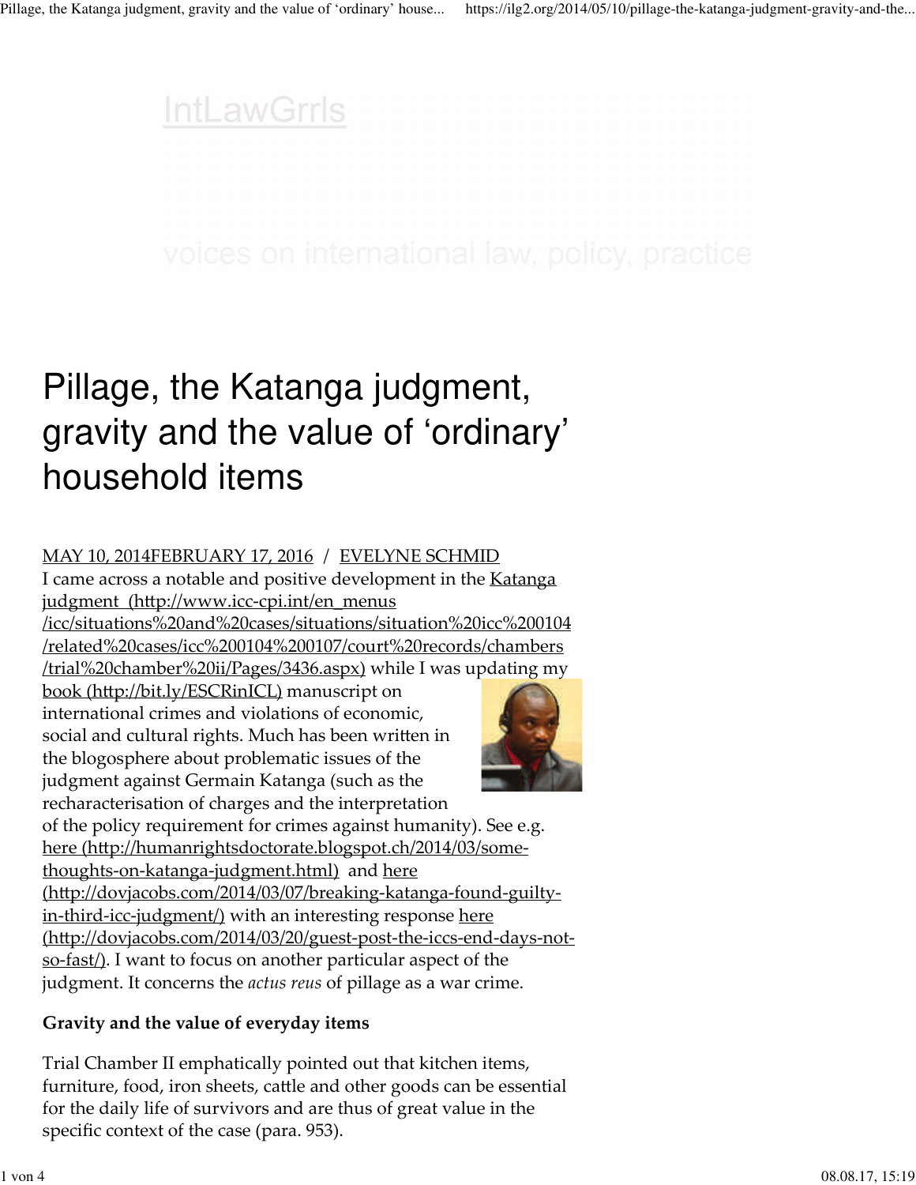IntLawGrrls

voices on international law, policy, practice

# Pillage, the Katanga judgment, gravity and the value of 'ordinary' household items

MAY 10, 2014FEBRUARY 17, 2016 / EVELYNE SCHMID

I came across a notable and positive development in the Katanga judgment (http://www.icc-cpi.int/en_menus/icc/situations%20and%20cases/situations/situation%20icc%200104/related%20cases/icc%200104%200107/court%20records/chambers/trial%20chamber%20ii/Pages/3436.aspx) while I was updating my book (http://bit.ly/ESCRinICL) manuscript on international crimes and violations of economic, social and cultural rights. Much has been written in the blogosphere about problematic issues of the judgment against Germain Katanga (such as the recharacterisation of charges and the interpretation of the policy requirement for crimes against humanity). See e.g. here (http://humanrightsdoctorate.blogspot.ch/2014/03/some-thoughts-on-katanga-judgment.html) and here (http://dovjacobs.com/2014/03/07/breaking-katanga-found-guilty-in-third-icc-judgment/) with an interesting response here (http://dovjacobs.com/2014/03/20/guest-post-the-iccs-end-days-not-so-fast/). I want to focus on another particular aspect of the judgment. It concerns the *actus reus* of pillage as a war crime.

**Gravity and the value of everyday items**

Trial Chamber II emphatically pointed out that kitchen items, furniture, food, iron sheets, cattle and other goods can be essential for the daily life of survivors and are thus of great value in the specific context of the case (para. 953).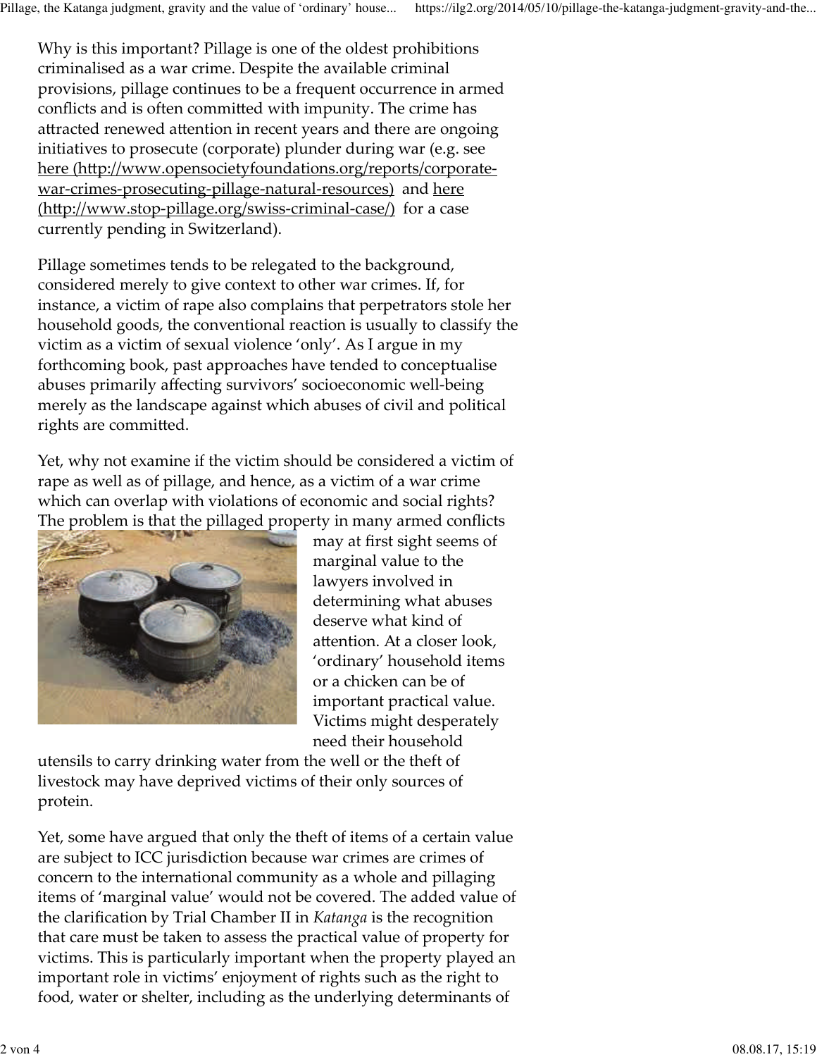Why is this important? Pillage is one of the oldest prohibitions criminalised as a war crime. Despite the available criminal provisions, pillage continues to be a frequent occurrence in armed conflicts and is often committed with impunity. The crime has attracted renewed attention in recent years and there are ongoing initiatives to prosecute (corporate) plunder during war (e.g. see [here (http://www.opensocietyfoundations.org/reports/corporate-war-crimes-prosecuting-pillage-natural-resources)](http://www.opensocietyfoundations.org/reports/corporate-war-crimes-prosecuting-pillage-natural-resources) and [here (http://www.stop-pillage.org/swiss-criminal-case/)](http://www.stop-pillage.org/swiss-criminal-case/) for a case currently pending in Switzerland).

Pillage sometimes tends to be relegated to the background, considered merely to give context to other war crimes. If, for instance, a victim of rape also complains that perpetrators stole her household goods, the conventional reaction is usually to classify the victim as a victim of sexual violence 'only'. As I argue in my forthcoming book, past approaches have tended to conceptualise abuses primarily affecting survivors' socioeconomic well-being merely as the landscape against which abuses of civil and political rights are committed.

Yet, why not examine if the victim should be considered a victim of rape as well as of pillage, and hence, as a victim of a war crime which can overlap with violations of economic and social rights? The problem is that the pillaged property in many armed conflicts may at first sight seems of marginal value to the lawyers involved in determining what abuses deserve what kind of attention. At a closer look, 'ordinary' household items or a chicken can be of important practical value. Victims might desperately need their household utensils to carry drinking water from the well or the theft of livestock may have deprived victims of their only sources of protein.

Yet, some have argued that only the theft of items of a certain value are subject to ICC jurisdiction because war crimes are crimes of concern to the international community as a whole and pillaging items of 'marginal value' would not be covered. The added value of the clarification by Trial Chamber II in *Katanga* is the recognition that care must be taken to assess the practical value of property for victims. This is particularly important when the property played an important role in victims' enjoyment of rights such as the right to food, water or shelter, including as the underlying determinants of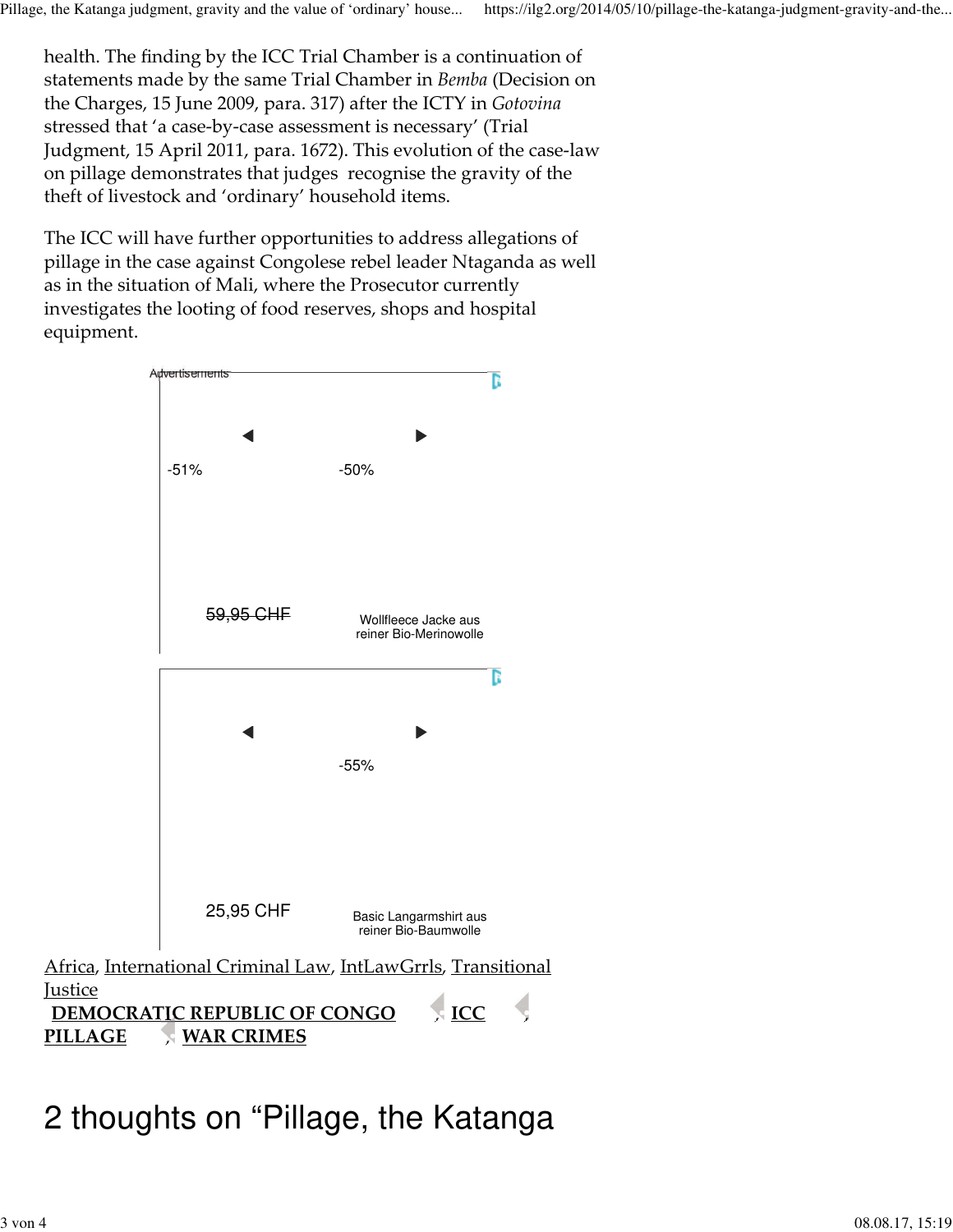health. The finding by the ICC Trial Chamber is a continuation of statements made by the same Trial Chamber in *Bemba* (Decision on the Charges, 15 June 2009, para. 317) after the ICTY in *Gotovina* stressed that 'a case-by-case assessment is necessary' (Trial Judgment, 15 April 2011, para. 1672). This evolution of the case-law on pillage demonstrates that judges recognise the gravity of the theft of livestock and 'ordinary' household items.

The ICC will have further opportunities to address allegations of pillage in the case against Congolese rebel leader Ntaganda as well as in the situation of Mali, where the Prosecutor currently investigates the looting of food reserves, shops and hospital equipment.

Advertisements

-51% -50%

~~59,95 CHF~~ Wollfleece Jacke aus reiner Bio-Merinowolle

-55%

25,95 CHF Basic Langarmshirt aus reiner Bio-Baumwolle

[Africa](), [International Criminal Law](), [IntLawGrrls](), [Transitional Justice]()

**DEMOCRATIC REPUBLIC OF CONGO**, **ICC**, **PILLAGE**, **WAR CRIMES**

# 2 thoughts on "Pillage, the Katanga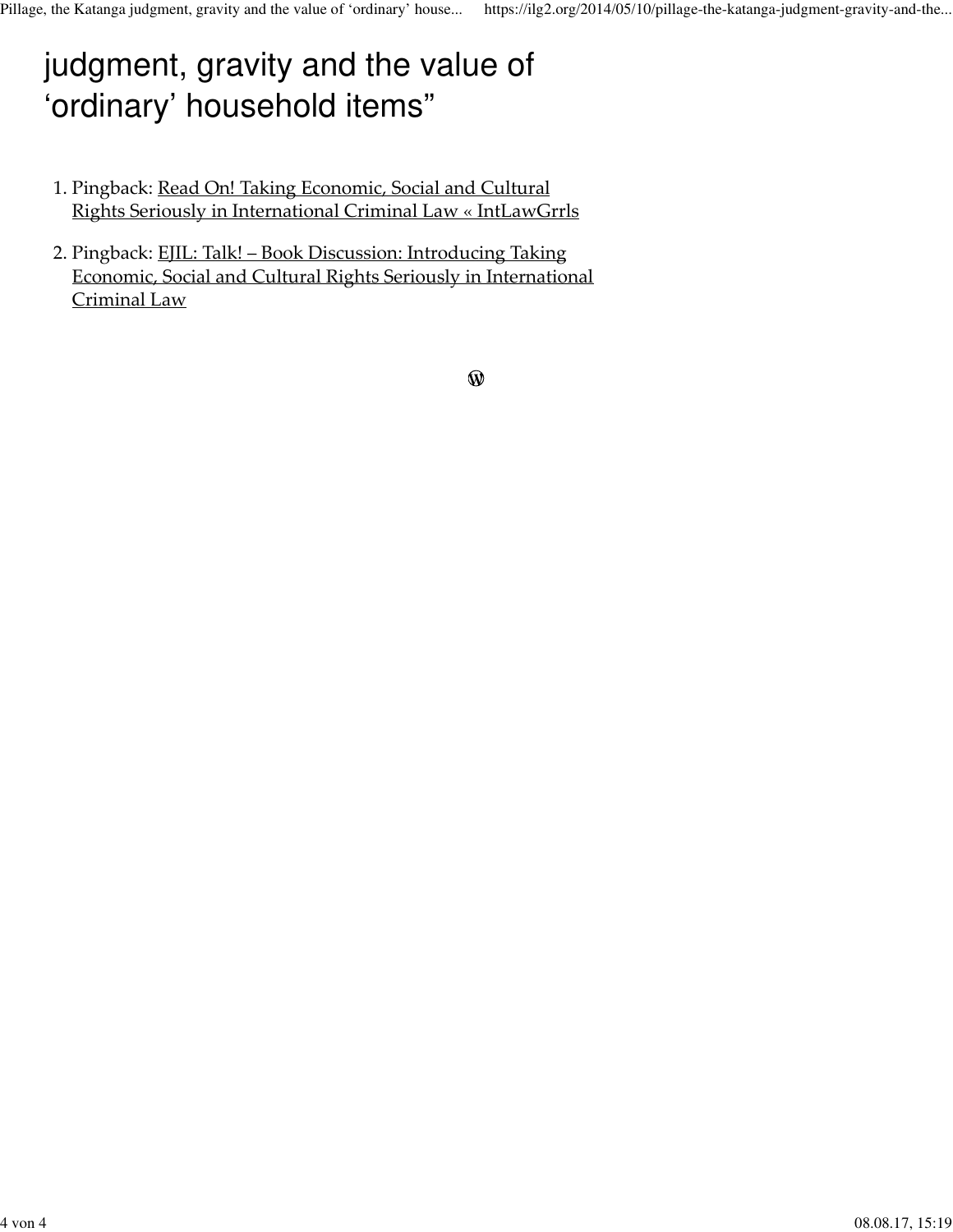# judgment, gravity and the value of 'ordinary' household items"

1. Pingback: Read On! Taking Economic, Social and Cultural Rights Seriously in International Criminal Law « IntLawGrrls
2. Pingback: EJIL: Talk! – Book Discussion: Introducing Taking Economic, Social and Cultural Rights Seriously in International Criminal Law